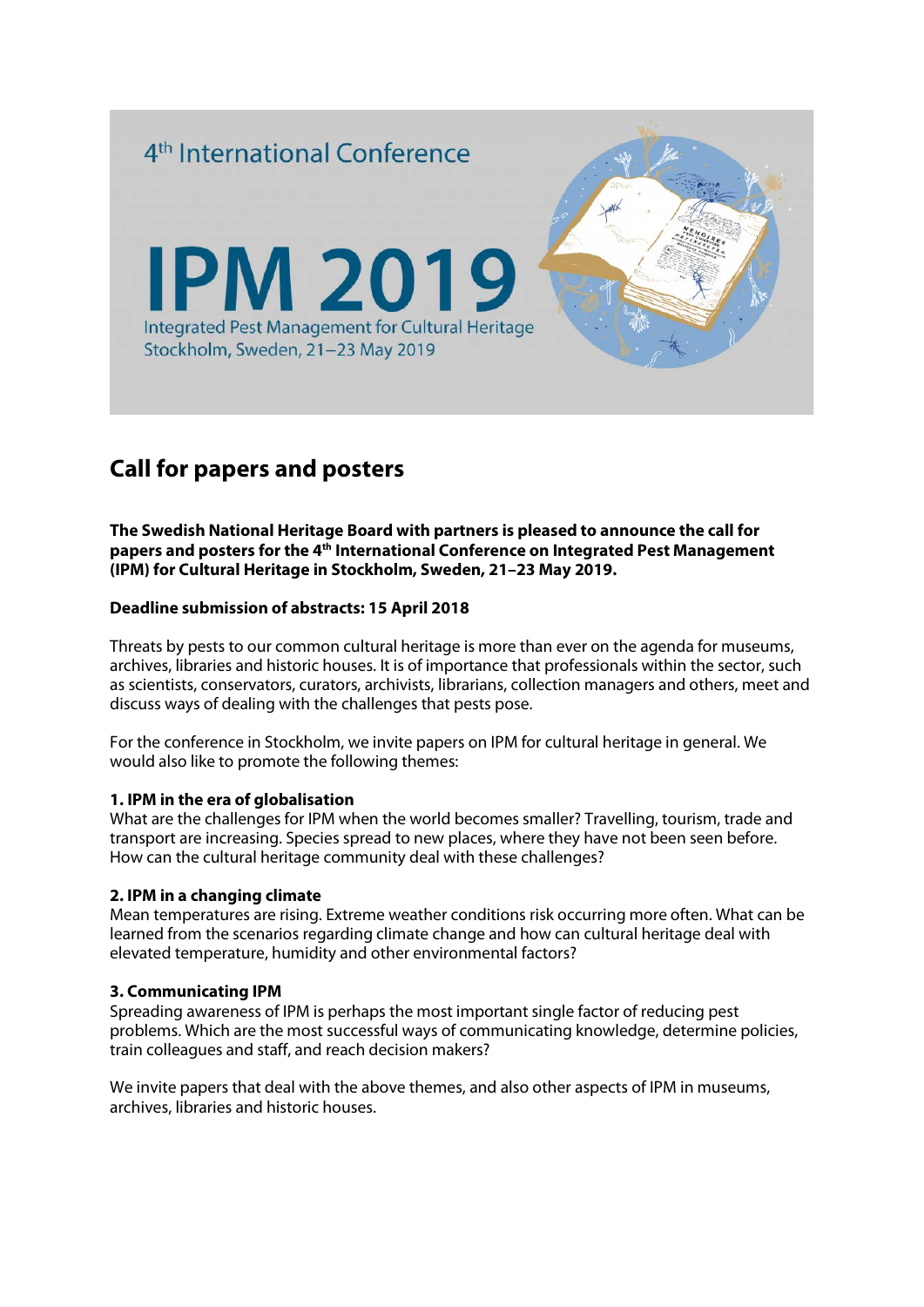4th International Conference

# IPM 2019

Integrated Pest Management for Cultural Heritage
Stockholm, Sweden, 21–23 May 2019

## Call for papers and posters

**The Swedish National Heritage Board with partners is pleased to announce the call for papers and posters for the 4th International Conference on Integrated Pest Management (IPM) for Cultural Heritage in Stockholm, Sweden, 21–23 May 2019.**

**Deadline submission of abstracts: 15 April 2018**

Threats by pests to our common cultural heritage is more than ever on the agenda for museums, archives, libraries and historic houses. It is of importance that professionals within the sector, such as scientists, conservators, curators, archivists, librarians, collection managers and others, meet and discuss ways of dealing with the challenges that pests pose.

For the conference in Stockholm, we invite papers on IPM for cultural heritage in general. We would also like to promote the following themes:

**1. IPM in the era of globalisation**
What are the challenges for IPM when the world becomes smaller? Travelling, tourism, trade and transport are increasing. Species spread to new places, where they have not been seen before. How can the cultural heritage community deal with these challenges?

**2. IPM in a changing climate**
Mean temperatures are rising. Extreme weather conditions risk occurring more often. What can be learned from the scenarios regarding climate change and how can cultural heritage deal with elevated temperature, humidity and other environmental factors?

**3. Communicating IPM**
Spreading awareness of IPM is perhaps the most important single factor of reducing pest problems. Which are the most successful ways of communicating knowledge, determine policies, train colleagues and staff, and reach decision makers?

We invite papers that deal with the above themes, and also other aspects of IPM in museums, archives, libraries and historic houses.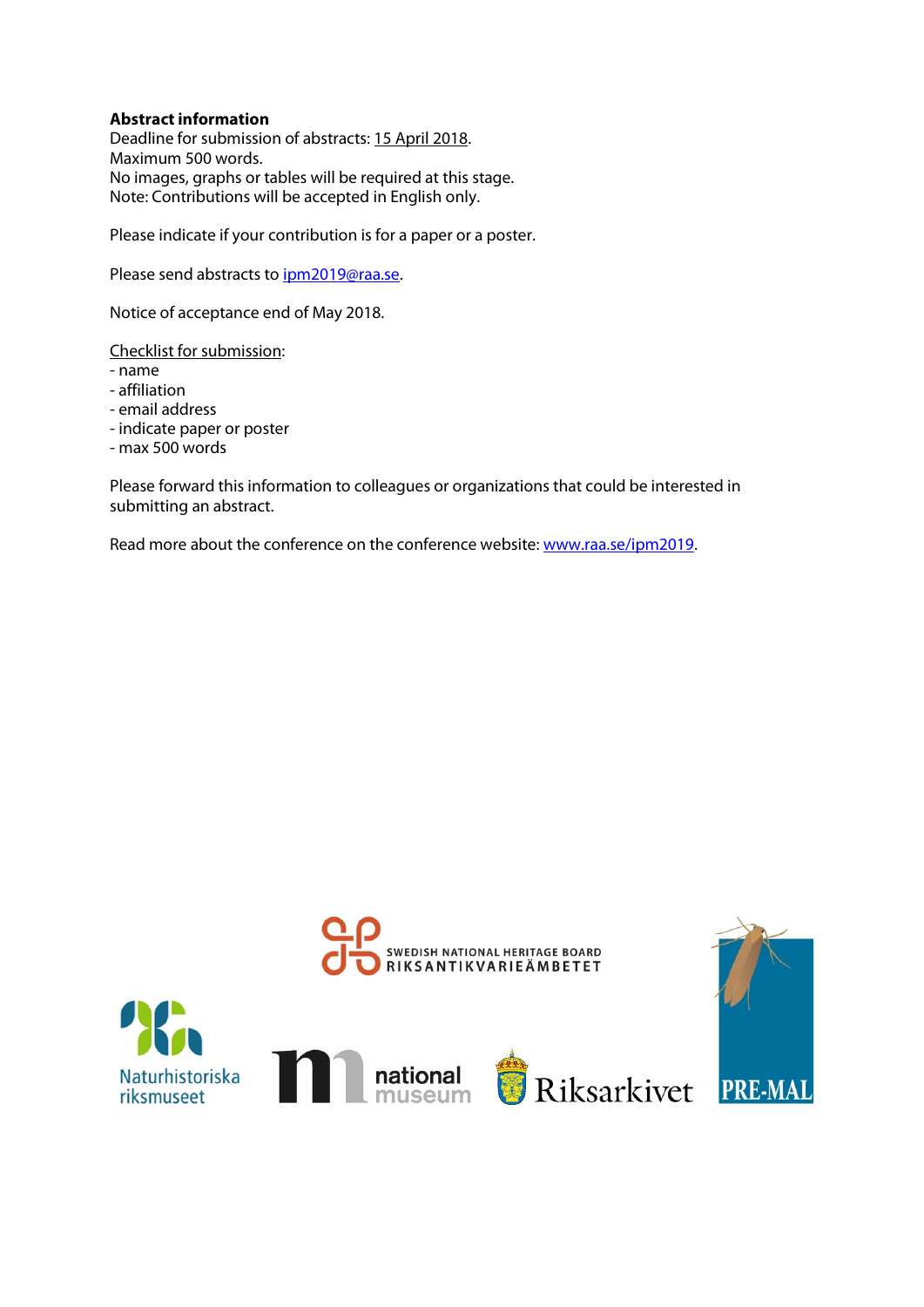**Abstract information**
Deadline for submission of abstracts: 15 April 2018.
Maximum 500 words.
No images, graphs or tables will be required at this stage.
Note: Contributions will be accepted in English only.

Please indicate if your contribution is for a paper or a poster.

Please send abstracts to ipm2019@raa.se.

Notice of acceptance end of May 2018.

Checklist for submission:

- name
- affiliation
- email address
- indicate paper or poster
- max 500 words

Please forward this information to colleagues or organizations that could be interested in submitting an abstract.

Read more about the conference on the conference website: www.raa.se/ipm2019.